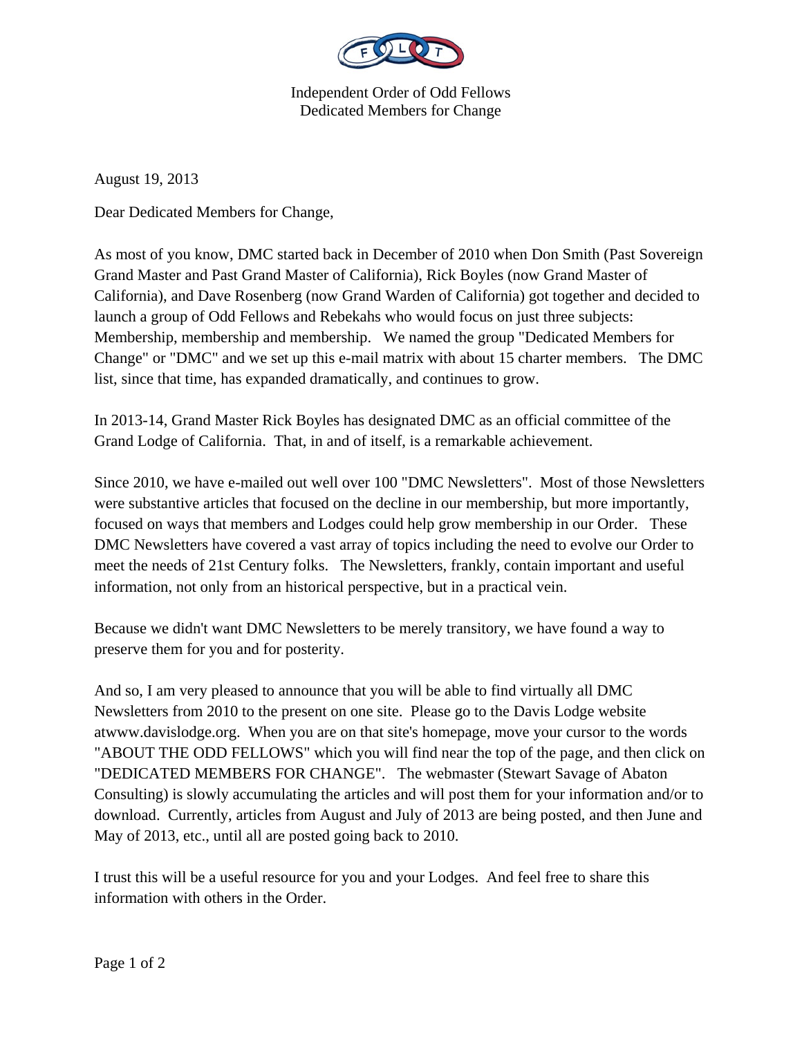Independent Order of Odd Fellows
Dedicated Members for Change

August 19, 2013

Dear Dedicated Members for Change,

As most of you know, DMC started back in December of 2010 when Don Smith (Past Sovereign Grand Master and Past Grand Master of California), Rick Boyles (now Grand Master of California), and Dave Rosenberg (now Grand Warden of California) got together and decided to launch a group of Odd Fellows and Rebekahs who would focus on just three subjects: Membership, membership and membership. We named the group "Dedicated Members for Change" or "DMC" and we set up this e-mail matrix with about 15 charter members. The DMC list, since that time, has expanded dramatically, and continues to grow.

In 2013-14, Grand Master Rick Boyles has designated DMC as an official committee of the Grand Lodge of California. That, in and of itself, is a remarkable achievement.

Since 2010, we have e-mailed out well over 100 "DMC Newsletters". Most of those Newsletters were substantive articles that focused on the decline in our membership, but more importantly, focused on ways that members and Lodges could help grow membership in our Order. These DMC Newsletters have covered a vast array of topics including the need to evolve our Order to meet the needs of 21st Century folks. The Newsletters, frankly, contain important and useful information, not only from an historical perspective, but in a practical vein.

Because we didn't want DMC Newsletters to be merely transitory, we have found a way to preserve them for you and for posterity.

And so, I am very pleased to announce that you will be able to find virtually all DMC Newsletters from 2010 to the present on one site. Please go to the Davis Lodge website atwww.davislodge.org. When you are on that site's homepage, move your cursor to the words "ABOUT THE ODD FELLOWS" which you will find near the top of the page, and then click on "DEDICATED MEMBERS FOR CHANGE". The webmaster (Stewart Savage of Abaton Consulting) is slowly accumulating the articles and will post them for your information and/or to download. Currently, articles from August and July of 2013 are being posted, and then June and May of 2013, etc., until all are posted going back to 2010.

I trust this will be a useful resource for you and your Lodges. And feel free to share this information with others in the Order.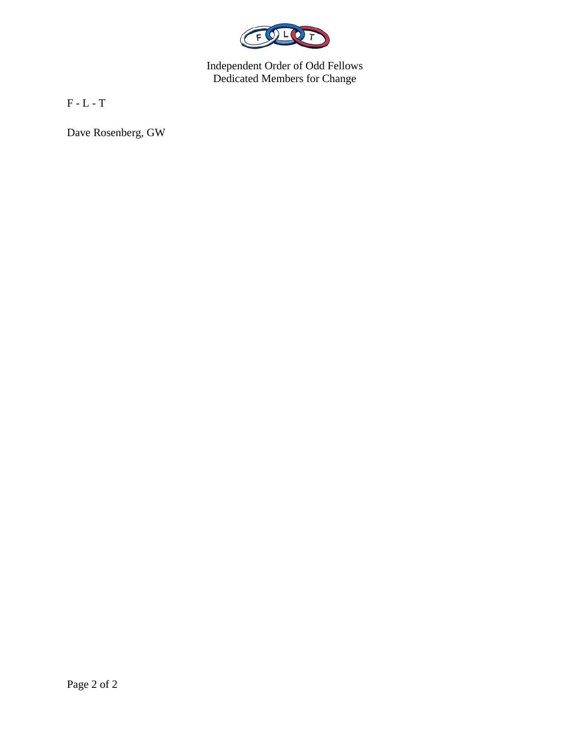Independent Order of Odd Fellows
Dedicated Members for Change

F - L - T

Dave Rosenberg, GW